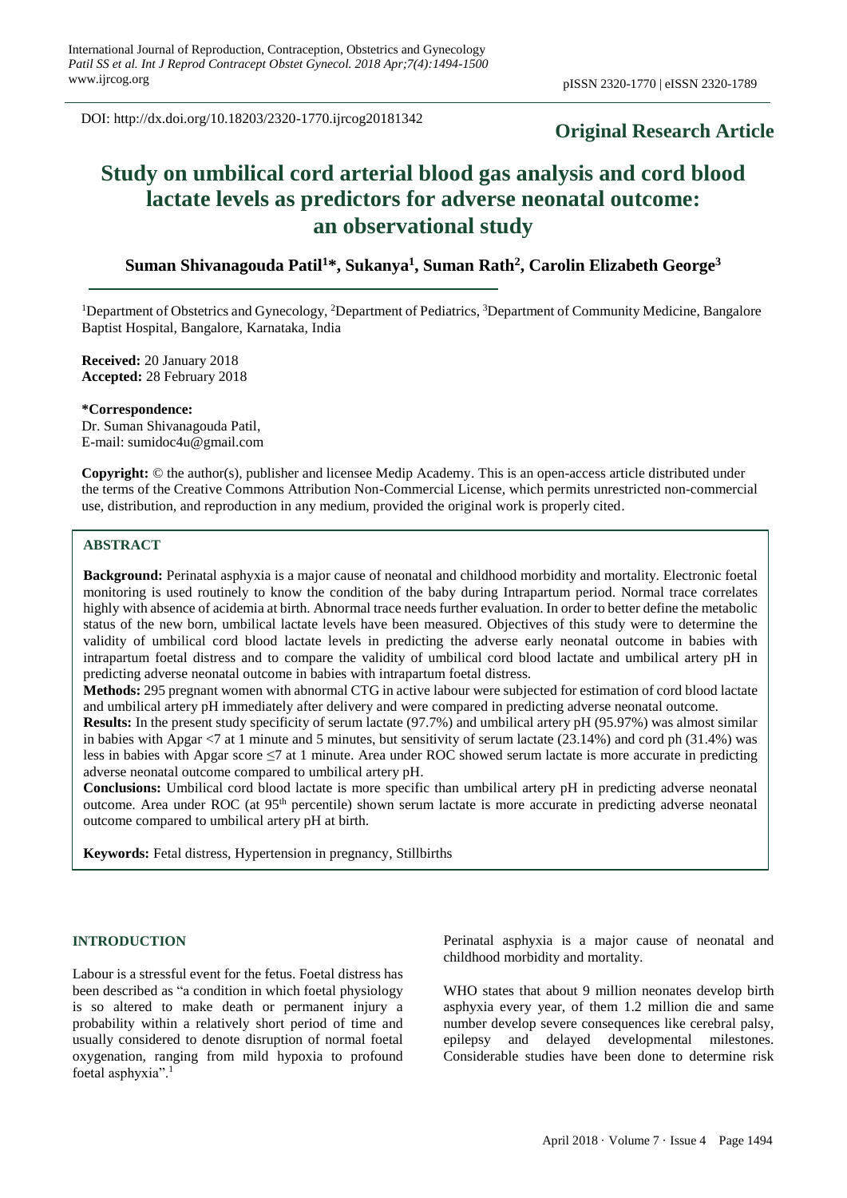DOI: http://dx.doi.org/10.18203/2320-1770.ijrcog20181342

**Original Research Article**

# Study on umbilical cord arterial blood gas analysis and cord blood lactate levels as predictors for adverse neonatal outcome: an observational study

**Suman Shivanagouda Patil[1]*, Sukanya[1], Suman Rath[2], Carolin Elizabeth George[3]**

[1]Department of Obstetrics and Gynecology, [2]Department of Pediatrics, [3]Department of Community Medicine, Bangalore Baptist Hospital, Bangalore, Karnataka, India

**Received:** 20 January 2018
**Accepted:** 28 February 2018

***Correspondence:**
Dr. Suman Shivanagouda Patil,
E-mail: sumidoc4u@gmail.com

**Copyright:** © the author(s), publisher and licensee Medip Academy. This is an open-access article distributed under the terms of the Creative Commons Attribution Non-Commercial License, which permits unrestricted non-commercial use, distribution, and reproduction in any medium, provided the original work is properly cited.

## ABSTRACT

**Background:** Perinatal asphyxia is a major cause of neonatal and childhood morbidity and mortality. Electronic foetal monitoring is used routinely to know the condition of the baby during Intrapartum period. Normal trace correlates highly with absence of acidemia at birth. Abnormal trace needs further evaluation. In order to better define the metabolic status of the new born, umbilical lactate levels have been measured. Objectives of this study were to determine the validity of umbilical cord blood lactate levels in predicting the adverse early neonatal outcome in babies with intrapartum foetal distress and to compare the validity of umbilical cord blood lactate and umbilical artery pH in predicting adverse neonatal outcome in babies with intrapartum foetal distress.

**Methods:** 295 pregnant women with abnormal CTG in active labour were subjected for estimation of cord blood lactate and umbilical artery pH immediately after delivery and were compared in predicting adverse neonatal outcome.

**Results:** In the present study specificity of serum lactate (97.7%) and umbilical artery pH (95.97%) was almost similar in babies with Apgar <7 at 1 minute and 5 minutes, but sensitivity of serum lactate (23.14%) and cord ph (31.4%) was less in babies with Apgar score ≤7 at 1 minute. Area under ROC showed serum lactate is more accurate in predicting adverse neonatal outcome compared to umbilical artery pH.

**Conclusions:** Umbilical cord blood lactate is more specific than umbilical artery pH in predicting adverse neonatal outcome. Area under ROC (at 95th percentile) shown serum lactate is more accurate in predicting adverse neonatal outcome compared to umbilical artery pH at birth.

**Keywords:** Fetal distress, Hypertension in pregnancy, Stillbirths

## INTRODUCTION

Labour is a stressful event for the fetus. Foetal distress has been described as "a condition in which foetal physiology is so altered to make death or permanent injury a probability within a relatively short period of time and usually considered to denote disruption of normal foetal oxygenation, ranging from mild hypoxia to profound foetal asphyxia".[1]

Perinatal asphyxia is a major cause of neonatal and childhood morbidity and mortality.

WHO states that about 9 million neonates develop birth asphyxia every year, of them 1.2 million die and same number develop severe consequences like cerebral palsy, epilepsy and delayed developmental milestones. Considerable studies have been done to determine risk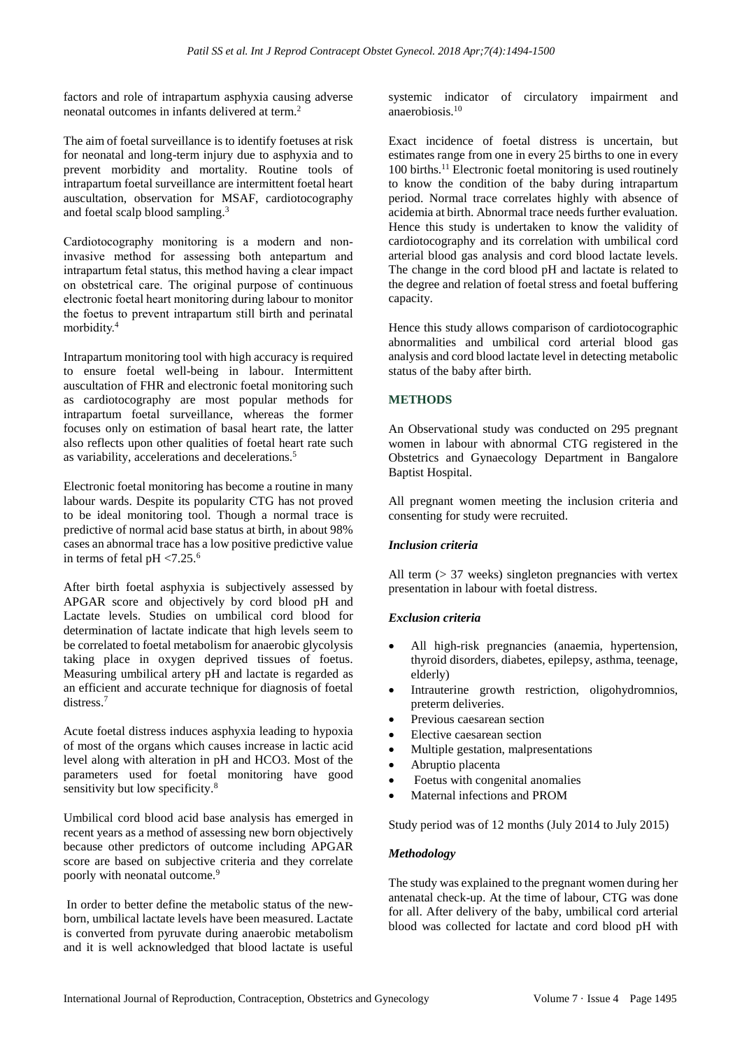factors and role of intrapartum asphyxia causing adverse neonatal outcomes in infants delivered at term.[2]

The aim of foetal surveillance is to identify foetuses at risk for neonatal and long-term injury due to asphyxia and to prevent morbidity and mortality. Routine tools of intrapartum foetal surveillance are intermittent foetal heart auscultation, observation for MSAF, cardiotocography and foetal scalp blood sampling.[3]

Cardiotocography monitoring is a modern and non-invasive method for assessing both antepartum and intrapartum fetal status, this method having a clear impact on obstetrical care. The original purpose of continuous electronic foetal heart monitoring during labour to monitor the foetus to prevent intrapartum still birth and perinatal morbidity.[4]

Intrapartum monitoring tool with high accuracy is required to ensure foetal well-being in labour. Intermittent auscultation of FHR and electronic foetal monitoring such as cardiotocography are most popular methods for intrapartum foetal surveillance, whereas the former focuses only on estimation of basal heart rate, the latter also reflects upon other qualities of foetal heart rate such as variability, accelerations and decelerations.[5]

Electronic foetal monitoring has become a routine in many labour wards. Despite its popularity CTG has not proved to be ideal monitoring tool. Though a normal trace is predictive of normal acid base status at birth, in about 98% cases an abnormal trace has a low positive predictive value in terms of fetal pH <7.25.[6]

After birth foetal asphyxia is subjectively assessed by APGAR score and objectively by cord blood pH and Lactate levels. Studies on umbilical cord blood for determination of lactate indicate that high levels seem to be correlated to foetal metabolism for anaerobic glycolysis taking place in oxygen deprived tissues of foetus. Measuring umbilical artery pH and lactate is regarded as an efficient and accurate technique for diagnosis of foetal distress.[7]

Acute foetal distress induces asphyxia leading to hypoxia of most of the organs which causes increase in lactic acid level along with alteration in pH and $HCO_3$. Most of the parameters used for foetal monitoring have good sensitivity but low specificity.[8]

Umbilical cord blood acid base analysis has emerged in recent years as a method of assessing new born objectively because other predictors of outcome including APGAR score are based on subjective criteria and they correlate poorly with neonatal outcome.[9]

In order to better define the metabolic status of the new-born, umbilical lactate levels have been measured. Lactate is converted from pyruvate during anaerobic metabolism and it is well acknowledged that blood lactate is useful systemic indicator of circulatory impairment and anaerobiosis.[10]

Exact incidence of foetal distress is uncertain, but estimates range from one in every 25 births to one in every 100 births.[11] Electronic foetal monitoring is used routinely to know the condition of the baby during intrapartum period. Normal trace correlates highly with absence of acidemia at birth. Abnormal trace needs further evaluation. Hence this study is undertaken to know the validity of cardiotocography and its correlation with umbilical cord arterial blood gas analysis and cord blood lactate levels. The change in the cord blood pH and lactate is related to the degree and relation of foetal stress and foetal buffering capacity.

Hence this study allows comparison of cardiotocographic abnormalities and umbilical cord arterial blood gas analysis and cord blood lactate level in detecting metabolic status of the baby after birth.

## METHODS

An Observational study was conducted on 295 pregnant women in labour with abnormal CTG registered in the Obstetrics and Gynaecology Department in Bangalore Baptist Hospital.

All pregnant women meeting the inclusion criteria and consenting for study were recruited.

### *Inclusion criteria*

All term (> 37 weeks) singleton pregnancies with vertex presentation in labour with foetal distress.

### *Exclusion criteria*

- All high-risk pregnancies (anaemia, hypertension, thyroid disorders, diabetes, epilepsy, asthma, teenage, elderly)
- Intrauterine growth restriction, oligohydromnios, preterm deliveries.
- Previous caesarean section
- Elective caesarean section
- Multiple gestation, malpresentations
- Abruptio placenta
- Foetus with congenital anomalies
- Maternal infections and PROM

Study period was of 12 months (July 2014 to July 2015)

### *Methodology*

The study was explained to the pregnant women during her antenatal check-up. At the time of labour, CTG was done for all. After delivery of the baby, umbilical cord arterial blood was collected for lactate and cord blood pH with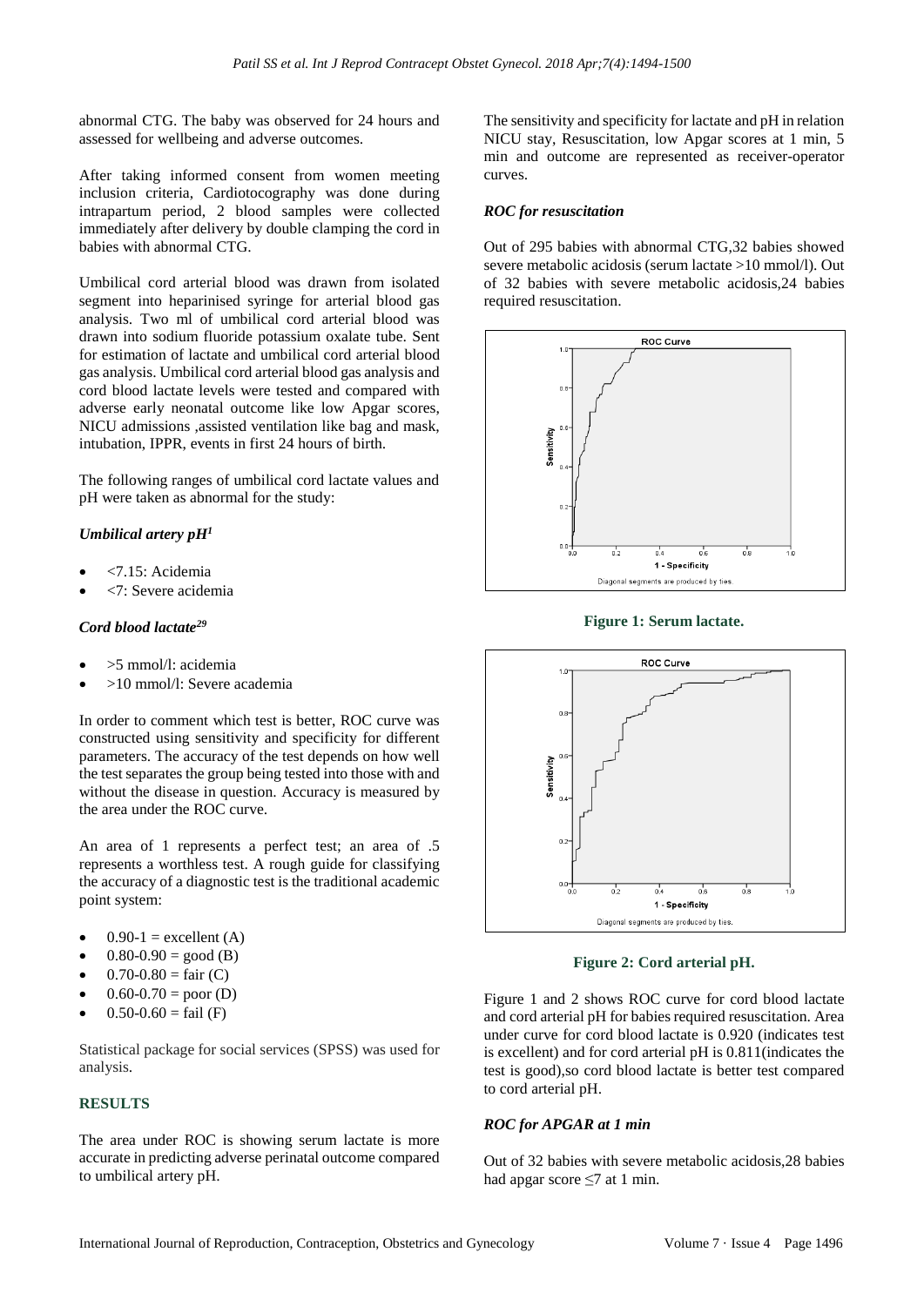abnormal CTG. The baby was observed for 24 hours and assessed for wellbeing and adverse outcomes.

After taking informed consent from women meeting inclusion criteria, Cardiotocography was done during intrapartum period, 2 blood samples were collected immediately after delivery by double clamping the cord in babies with abnormal CTG.

Umbilical cord arterial blood was drawn from isolated segment into heparinised syringe for arterial blood gas analysis. Two ml of umbilical cord arterial blood was drawn into sodium fluoride potassium oxalate tube. Sent for estimation of lactate and umbilical cord arterial blood gas analysis. Umbilical cord arterial blood gas analysis and cord blood lactate levels were tested and compared with adverse early neonatal outcome like low Apgar scores, NICU admissions ,assisted ventilation like bag and mask, intubation, IPPR, events in first 24 hours of birth.

The following ranges of umbilical cord lactate values and pH were taken as abnormal for the study:

### *Umbilical artery pH[1]*

- <7.15: Acidemia
- <7: Severe acidemia

### *Cord blood lactate[29]*

- >5 mmol/l: acidemia
- >10 mmol/l: Severe academia

In order to comment which test is better, ROC curve was constructed using sensitivity and specificity for different parameters. The accuracy of the test depends on how well the test separates the group being tested into those with and without the disease in question. Accuracy is measured by the area under the ROC curve.

An area of 1 represents a perfect test; an area of .5 represents a worthless test. A rough guide for classifying the accuracy of a diagnostic test is the traditional academic point system:

- 0.90-1 = excellent (A)
- 0.80-0.90 = good (B)
- 0.70-0.80 = fair (C)
- 0.60-0.70 = poor (D)
- 0.50-0.60 = fail (F)

Statistical package for social services (SPSS) was used for analysis.

## RESULTS

The area under ROC is showing serum lactate is more accurate in predicting adverse perinatal outcome compared to umbilical artery pH.

The sensitivity and specificity for lactate and pH in relation NICU stay, Resuscitation, low Apgar scores at 1 min, 5 min and outcome are represented as receiver-operator curves.

### *ROC for resuscitation*

Out of 295 babies with abnormal CTG,32 babies showed severe metabolic acidosis (serum lactate >10 mmol/l). Out of 32 babies with severe metabolic acidosis,24 babies required resuscitation.

ROC Curve
Sensitivity
1 - Specificity
Diagonal segments are produced by ties.

**Figure 1: Serum lactate.**

ROC Curve
Sensitivity
1 - Specificity
Diagonal segments are produced by ties.

**Figure 2: Cord arterial pH.**

Figure 1 and 2 shows ROC curve for cord blood lactate and cord arterial pH for babies required resuscitation. Area under curve for cord blood lactate is 0.920 (indicates test is excellent) and for cord arterial pH is 0.811(indicates the test is good),so cord blood lactate is better test compared to cord arterial pH.

### *ROC for APGAR at 1 min*

Out of 32 babies with severe metabolic acidosis,28 babies had apgar score ≤7 at 1 min.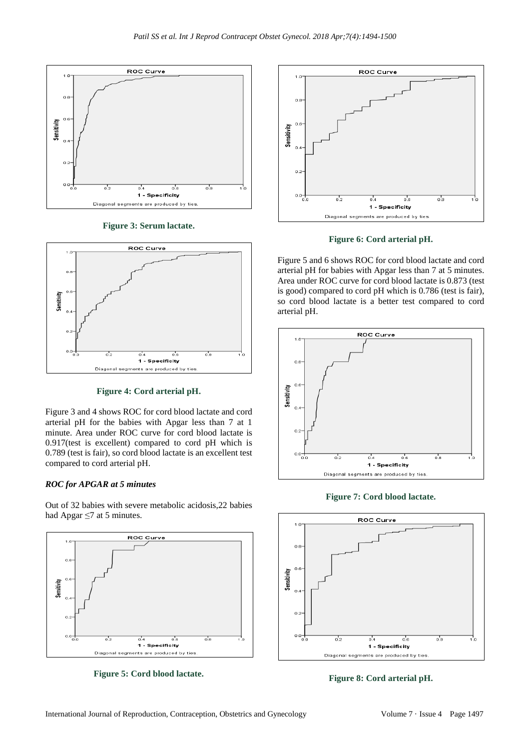ROC Curve

Sensitivity

1.0

0.8

0.6

0.4

0.2

0.0

0.0 0.2 0.4 0.6 0.8 1.0

1 - Specificity

Diagonal segments are produced by ties.

**Figure 3: Serum lactate.**

ROC Curve

Sensitivity

1.0

0.8

0.6

0.4

0.2

0.0

0.0 0.2 0.4 0.6 0.8 1.0

1 - Specificity

Diagonal segments are produced by ties.

**Figure 4: Cord arterial pH.**

Figure 3 and 4 shows ROC for cord blood lactate and cord arterial pH for the babies with Apgar less than 7 at 1 minute. Area under ROC curve for cord blood lactate is 0.917(test is excellent) compared to cord pH which is 0.789 (test is fair), so cord blood lactate is an excellent test compared to cord arterial pH.

### *ROC for APGAR at 5 minutes*

Out of 32 babies with severe metabolic acidosis,22 babies had Apgar ≤7 at 5 minutes.

ROC Curve

Sensitivity

1.0

0.8

0.6

0.4

0.2

0.0

0.0 0.2 0.4 0.6 0.8 1.0

1 - Specificity

Diagonal segments are produced by ties.

**Figure 5: Cord blood lactate.**

ROC Curve

Sensitivity

1.0

0.8

0.6

0.4

0.2

0.0

0.0 0.2 0.4 0.6 0.8 1.0

1 - Specificity

Diagonal segments are produced by ties.

**Figure 6: Cord arterial pH.**

Figure 5 and 6 shows ROC for cord blood lactate and cord arterial pH for babies with Apgar less than 7 at 5 minutes. Area under ROC curve for cord blood lactate is 0.873 (test is good) compared to cord pH which is 0.786 (test is fair), so cord blood lactate is a better test compared to cord arterial pH.

ROC Curve

Sensitivity

1.0

0.8

0.6

0.4

0.2

0.0

0.0 0.2 0.4 0.6 0.8 1.0

1 - Specificity

Diagonal segments are produced by ties.

**Figure 7: Cord blood lactate.**

ROC Curve

Sensitivity

1.0

0.8

0.6

0.4

0.2

0.0

0.0 0.2 0.4 0.6 0.8 1.0

1 - Specificity

Diagonal segments are produced by ties.

**Figure 8: Cord arterial pH.**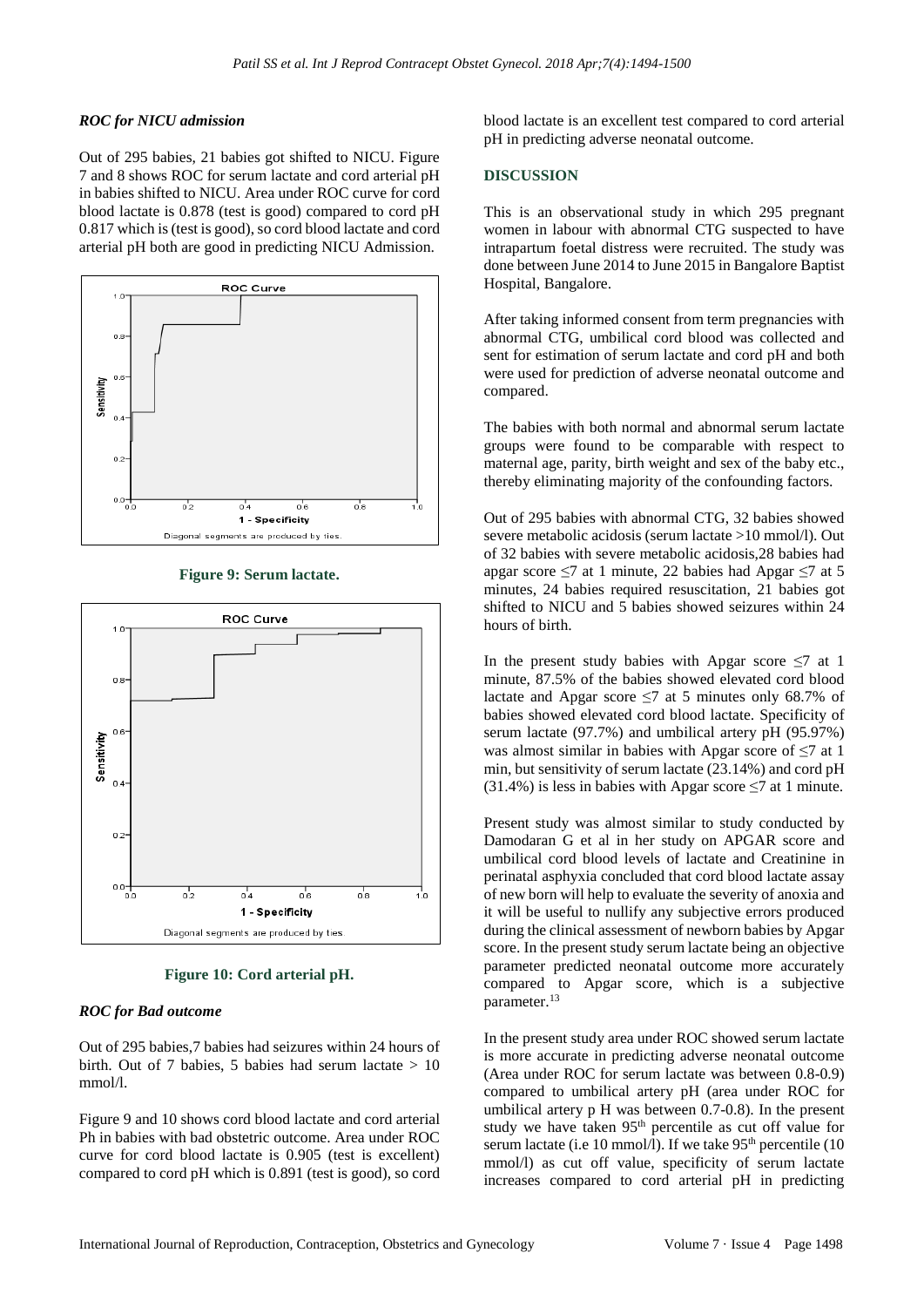### *ROC for NICU admission*

Out of 295 babies, 21 babies got shifted to NICU. Figure 7 and 8 shows ROC for serum lactate and cord arterial pH in babies shifted to NICU. Area under ROC curve for cord blood lactate is 0.878 (test is good) compared to cord pH 0.817 which is (test is good), so cord blood lactate and cord arterial pH both are good in predicting NICU Admission.

ROC Curve

Sensitivity

1 - Specificity

Diagonal segments are produced by ties.

**Figure 9: Serum lactate.**

ROC Curve

Sensitivity

1 - Specificity

Diagonal segments are produced by ties.

**Figure 10: Cord arterial pH.**

### *ROC for Bad outcome*

Out of 295 babies,7 babies had seizures within 24 hours of birth. Out of 7 babies, 5 babies had serum lactate > 10 mmol/l.

Figure 9 and 10 shows cord blood lactate and cord arterial Ph in babies with bad obstetric outcome. Area under ROC curve for cord blood lactate is 0.905 (test is excellent) compared to cord pH which is 0.891 (test is good), so cord blood lactate is an excellent test compared to cord arterial pH in predicting adverse neonatal outcome.

## DISCUSSION

This is an observational study in which 295 pregnant women in labour with abnormal CTG suspected to have intrapartum foetal distress were recruited. The study was done between June 2014 to June 2015 in Bangalore Baptist Hospital, Bangalore.

After taking informed consent from term pregnancies with abnormal CTG, umbilical cord blood was collected and sent for estimation of serum lactate and cord pH and both were used for prediction of adverse neonatal outcome and compared.

The babies with both normal and abnormal serum lactate groups were found to be comparable with respect to maternal age, parity, birth weight and sex of the baby etc., thereby eliminating majority of the confounding factors.

Out of 295 babies with abnormal CTG, 32 babies showed severe metabolic acidosis (serum lactate >10 mmol/l). Out of 32 babies with severe metabolic acidosis,28 babies had apgar score ≤7 at 1 minute, 22 babies had Apgar ≤7 at 5 minutes, 24 babies required resuscitation, 21 babies got shifted to NICU and 5 babies showed seizures within 24 hours of birth.

In the present study babies with Apgar score ≤7 at 1 minute, 87.5% of the babies showed elevated cord blood lactate and Apgar score ≤7 at 5 minutes only 68.7% of babies showed elevated cord blood lactate. Specificity of serum lactate (97.7%) and umbilical artery pH (95.97%) was almost similar in babies with Apgar score of ≤7 at 1 min, but sensitivity of serum lactate (23.14%) and cord pH (31.4%) is less in babies with Apgar score ≤7 at 1 minute.

Present study was almost similar to study conducted by Damodaran G et al in her study on APGAR score and umbilical cord blood levels of lactate and Creatinine in perinatal asphyxia concluded that cord blood lactate assay of new born will help to evaluate the severity of anoxia and it will be useful to nullify any subjective errors produced during the clinical assessment of newborn babies by Apgar score. In the present study serum lactate being an objective parameter predicted neonatal outcome more accurately compared to Apgar score, which is a subjective parameter.[13]

In the present study area under ROC showed serum lactate is more accurate in predicting adverse neonatal outcome (Area under ROC for serum lactate was between 0.8-0.9) compared to umbilical artery pH (area under ROC for umbilical artery p H was between 0.7-0.8). In the present study we have taken 95[th] percentile as cut off value for serum lactate (i.e 10 mmol/l). If we take 95[th] percentile (10 mmol/l) as cut off value, specificity of serum lactate increases compared to cord arterial pH in predicting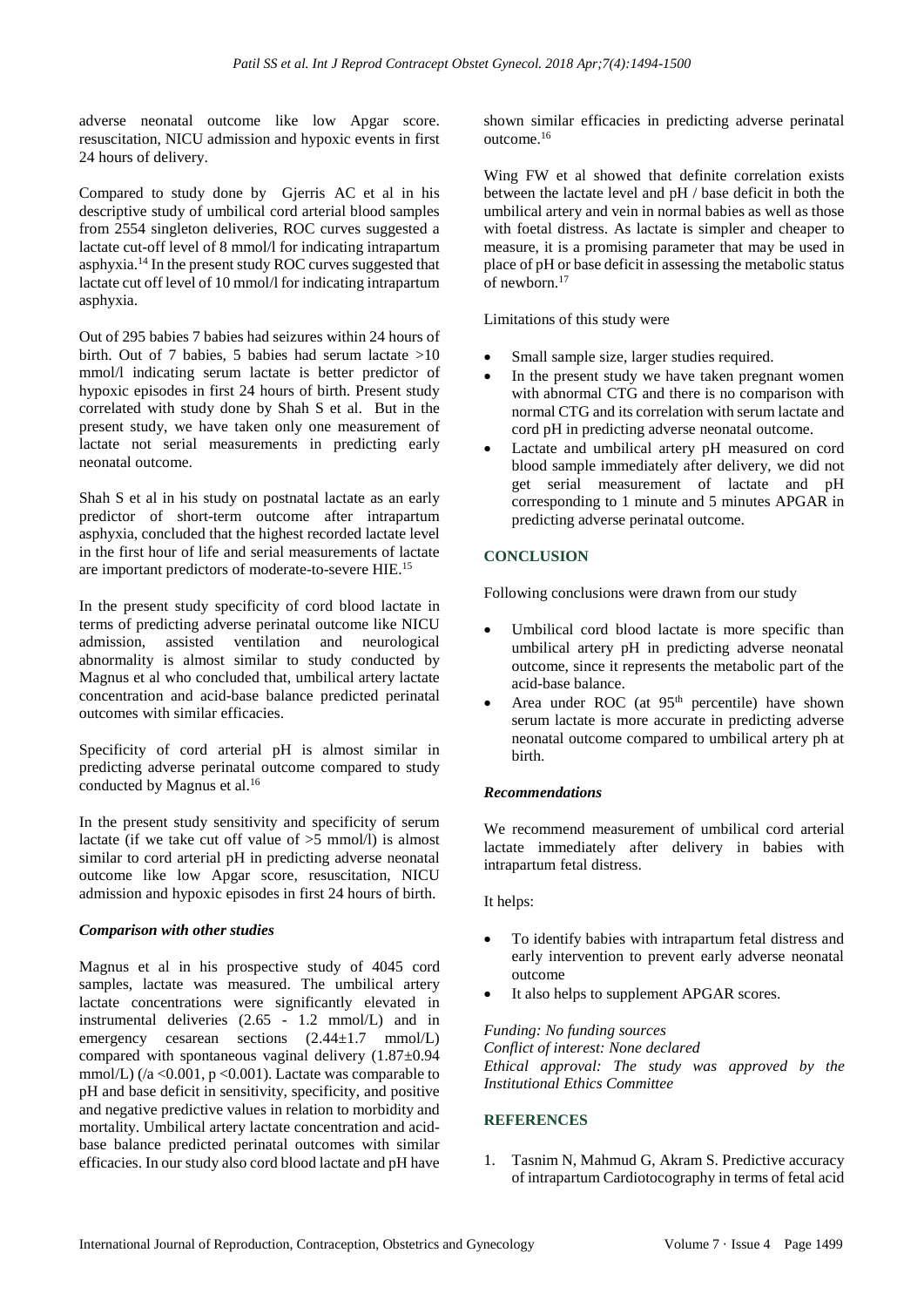adverse neonatal outcome like low Apgar score. resuscitation, NICU admission and hypoxic events in first 24 hours of delivery.

Compared to study done by Gjerris AC et al in his descriptive study of umbilical cord arterial blood samples from 2554 singleton deliveries, ROC curves suggested a lactate cut-off level of 8 mmol/l for indicating intrapartum asphyxia.[14] In the present study ROC curves suggested that lactate cut off level of 10 mmol/l for indicating intrapartum asphyxia.

Out of 295 babies 7 babies had seizures within 24 hours of birth. Out of 7 babies, 5 babies had serum lactate >10 mmol/l indicating serum lactate is better predictor of hypoxic episodes in first 24 hours of birth. Present study correlated with study done by Shah S et al. But in the present study, we have taken only one measurement of lactate not serial measurements in predicting early neonatal outcome.

Shah S et al in his study on postnatal lactate as an early predictor of short-term outcome after intrapartum asphyxia, concluded that the highest recorded lactate level in the first hour of life and serial measurements of lactate are important predictors of moderate-to-severe HIE.[15]

In the present study specificity of cord blood lactate in terms of predicting adverse perinatal outcome like NICU admission, assisted ventilation and neurological abnormality is almost similar to study conducted by Magnus et al who concluded that, umbilical artery lactate concentration and acid-base balance predicted perinatal outcomes with similar efficacies.

Specificity of cord arterial pH is almost similar in predicting adverse perinatal outcome compared to study conducted by Magnus et al.[16]

In the present study sensitivity and specificity of serum lactate (if we take cut off value of >5 mmol/l) is almost similar to cord arterial pH in predicting adverse neonatal outcome like low Apgar score, resuscitation, NICU admission and hypoxic episodes in first 24 hours of birth.

### *Comparison with other studies*

Magnus et al in his prospective study of 4045 cord samples, lactate was measured. The umbilical artery lactate concentrations were significantly elevated in instrumental deliveries (2.65 - 1.2 mmol/L) and in emergency cesarean sections (2.44±1.7 mmol/L) compared with spontaneous vaginal delivery (1.87±0.94 mmol/L) (/a <0.001, p <0.001). Lactate was comparable to pH and base deficit in sensitivity, specificity, and positive and negative predictive values in relation to morbidity and mortality. Umbilical artery lactate concentration and acid-base balance predicted perinatal outcomes with similar efficacies. In our study also cord blood lactate and pH have shown similar efficacies in predicting adverse perinatal outcome.[16]

Wing FW et al showed that definite correlation exists between the lactate level and pH / base deficit in both the umbilical artery and vein in normal babies as well as those with foetal distress. As lactate is simpler and cheaper to measure, it is a promising parameter that may be used in place of pH or base deficit in assessing the metabolic status of newborn.[17]

Limitations of this study were

- Small sample size, larger studies required.
- In the present study we have taken pregnant women with abnormal CTG and there is no comparison with normal CTG and its correlation with serum lactate and cord pH in predicting adverse neonatal outcome.
- Lactate and umbilical artery pH measured on cord blood sample immediately after delivery, we did not get serial measurement of lactate and pH corresponding to 1 minute and 5 minutes APGAR in predicting adverse perinatal outcome.

## CONCLUSION

Following conclusions were drawn from our study

- Umbilical cord blood lactate is more specific than umbilical artery pH in predicting adverse neonatal outcome, since it represents the metabolic part of the acid-base balance.
- Area under ROC (at 95th percentile) have shown serum lactate is more accurate in predicting adverse neonatal outcome compared to umbilical artery ph at birth.

### *Recommendations*

We recommend measurement of umbilical cord arterial lactate immediately after delivery in babies with intrapartum fetal distress.

It helps:

- To identify babies with intrapartum fetal distress and early intervention to prevent early adverse neonatal outcome
- It also helps to supplement APGAR scores.

*Funding: No funding sources*
*Conflict of interest: None declared*
*Ethical approval: The study was approved by the Institutional Ethics Committee*

## REFERENCES

1. Tasnim N, Mahmud G, Akram S. Predictive accuracy of intrapartum Cardiotocography in terms of fetal acid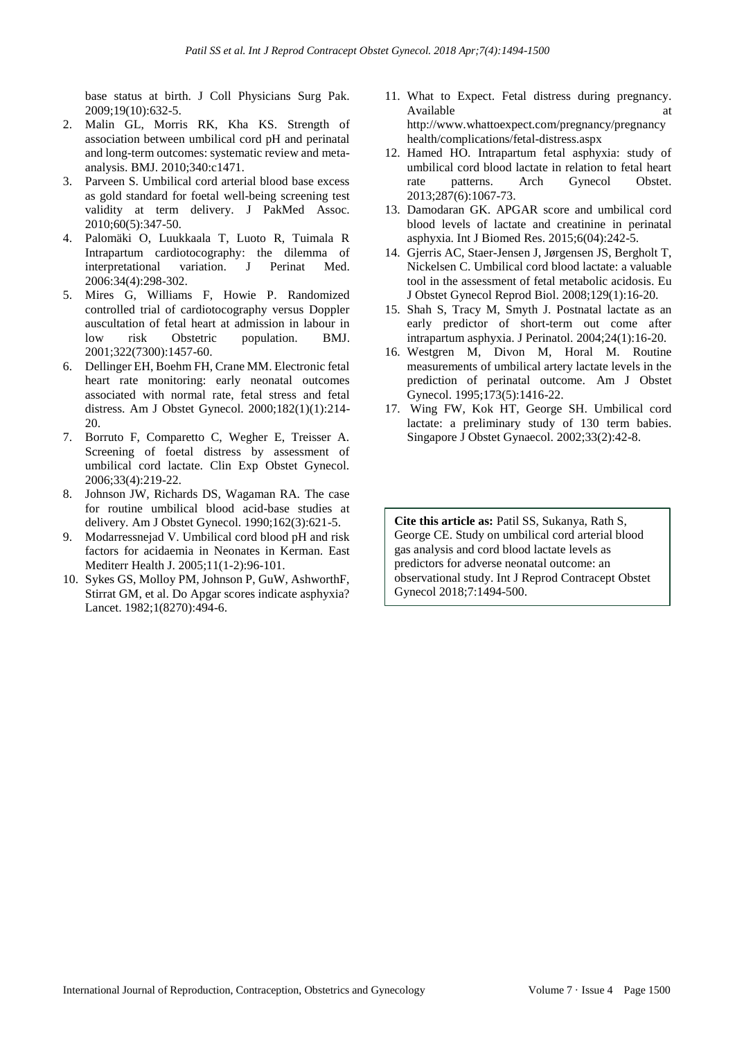base status at birth. J Coll Physicians Surg Pak. 2009;19(10):632-5.

2. Malin GL, Morris RK, Kha KS. Strength of association between umbilical cord pH and perinatal and long-term outcomes: systematic review and meta-analysis. BMJ. 2010;340:c1471.
3. Parveen S. Umbilical cord arterial blood base excess as gold standard for foetal well-being screening test validity at term delivery. J PakMed Assoc. 2010;60(5):347-50.
4. Palomäki O, Luukkaala T, Luoto R, Tuimala R Intrapartum cardiotocography: the dilemma of interpretational variation. J Perinat Med. 2006:34(4):298-302.
5. Mires G, Williams F, Howie P. Randomized controlled trial of cardiotocography versus Doppler auscultation of fetal heart at admission in labour in low risk Obstetric population. BMJ. 2001;322(7300):1457-60.
6. Dellinger EH, Boehm FH, Crane MM. Electronic fetal heart rate monitoring: early neonatal outcomes associated with normal rate, fetal stress and fetal distress. Am J Obstet Gynecol. 2000;182(1)(1):214-20.
7. Borruto F, Comparetto C, Wegher E, Treisser A. Screening of foetal distress by assessment of umbilical cord lactate. Clin Exp Obstet Gynecol. 2006;33(4):219-22.
8. Johnson JW, Richards DS, Wagaman RA. The case for routine umbilical blood acid-base studies at delivery. Am J Obstet Gynecol. 1990;162(3):621-5.
9. Modarressnejad V. Umbilical cord blood pH and risk factors for acidaemia in Neonates in Kerman. East Mediterr Health J. 2005;11(1-2):96-101.
10. Sykes GS, Molloy PM, Johnson P, GuW, AshworthF, Stirrat GM, et al. Do Apgar scores indicate asphyxia? Lancet. 1982;1(8270):494-6.
11. What to Expect. Fetal distress during pregnancy. Available at http://www.whattoexpect.com/pregnancy/pregnancy health/complications/fetal-distress.aspx
12. Hamed HO. Intrapartum fetal asphyxia: study of umbilical cord blood lactate in relation to fetal heart rate patterns. Arch Gynecol Obstet. 2013;287(6):1067-73.
13. Damodaran GK. APGAR score and umbilical cord blood levels of lactate and creatinine in perinatal asphyxia. Int J Biomed Res. 2015;6(04):242-5.
14. Gjerris AC, Staer-Jensen J, Jørgensen JS, Bergholt T, Nickelsen C. Umbilical cord blood lactate: a valuable tool in the assessment of fetal metabolic acidosis. Eu J Obstet Gynecol Reprod Biol. 2008;129(1):16-20.
15. Shah S, Tracy M, Smyth J. Postnatal lactate as an early predictor of short-term out come after intrapartum asphyxia. J Perinatol. 2004;24(1):16-20.
16. Westgren M, Divon M, Horal M. Routine measurements of umbilical artery lactate levels in the prediction of perinatal outcome. Am J Obstet Gynecol. 1995;173(5):1416-22.
17. Wing FW, Kok HT, George SH. Umbilical cord lactate: a preliminary study of 130 term babies. Singapore J Obstet Gynaecol. 2002;33(2):42-8.

**Cite this article as:** Patil SS, Sukanya, Rath S, George CE. Study on umbilical cord arterial blood gas analysis and cord blood lactate levels as predictors for adverse neonatal outcome: an observational study. Int J Reprod Contracept Obstet Gynecol 2018;7:1494-500.